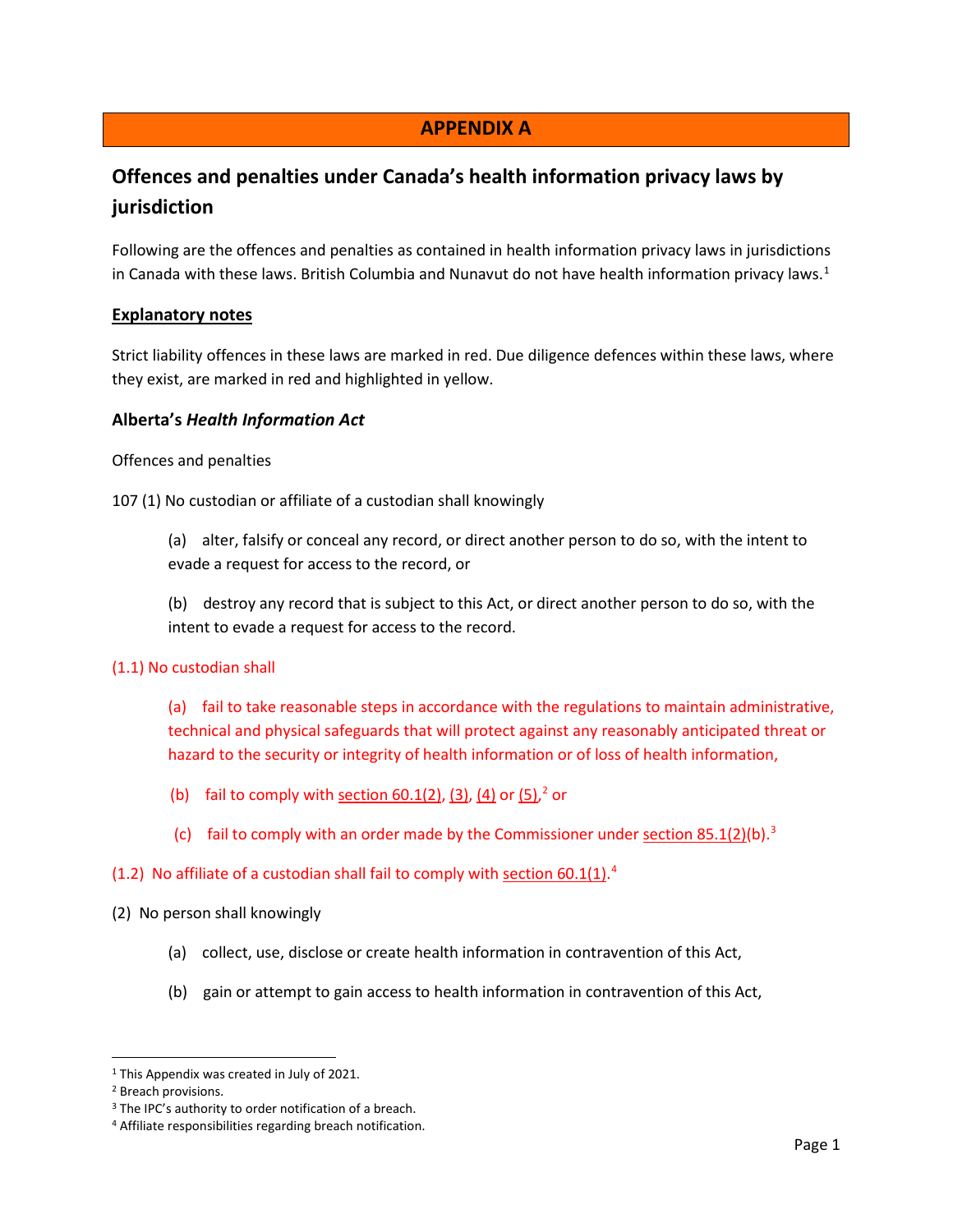# APPENDIX A

## Offences and penalties under Canada's health information privacy laws by jurisdiction

Following are the offences and penalties as contained in health information privacy laws in jurisdictions in Canada with these laws. British Columbia and Nunavut do not have health information privacy laws.[1]

### Explanatory notes

Strict liability offences in these laws are marked in red. Due diligence defences within these laws, where they exist, are marked in red and highlighted in yellow.

### Alberta's *Health Information Act*

Offences and penalties

107 (1) No custodian or affiliate of a custodian shall knowingly

(a) alter, falsify or conceal any record, or direct another person to do so, with the intent to evade a request for access to the record, or

(b) destroy any record that is subject to this Act, or direct another person to do so, with the intent to evade a request for access to the record.

(1.1) No custodian shall

(a) fail to take reasonable steps in accordance with the regulations to maintain administrative, technical and physical safeguards that will protect against any reasonably anticipated threat or hazard to the security or integrity of health information or of loss of health information,

(b) fail to comply with section 60.1(2), (3), (4) or (5),[2] or

(c) fail to comply with an order made by the Commissioner under section 85.1(2)(b).[3]

(1.2) No affiliate of a custodian shall fail to comply with section 60.1(1).[4]

(2) No person shall knowingly

(a) collect, use, disclose or create health information in contravention of this Act,

(b) gain or attempt to gain access to health information in contravention of this Act,

---

[1] This Appendix was created in July of 2021.

[2] Breach provisions.

[3] The IPC's authority to order notification of a breach.

[4] Affiliate responsibilities regarding breach notification.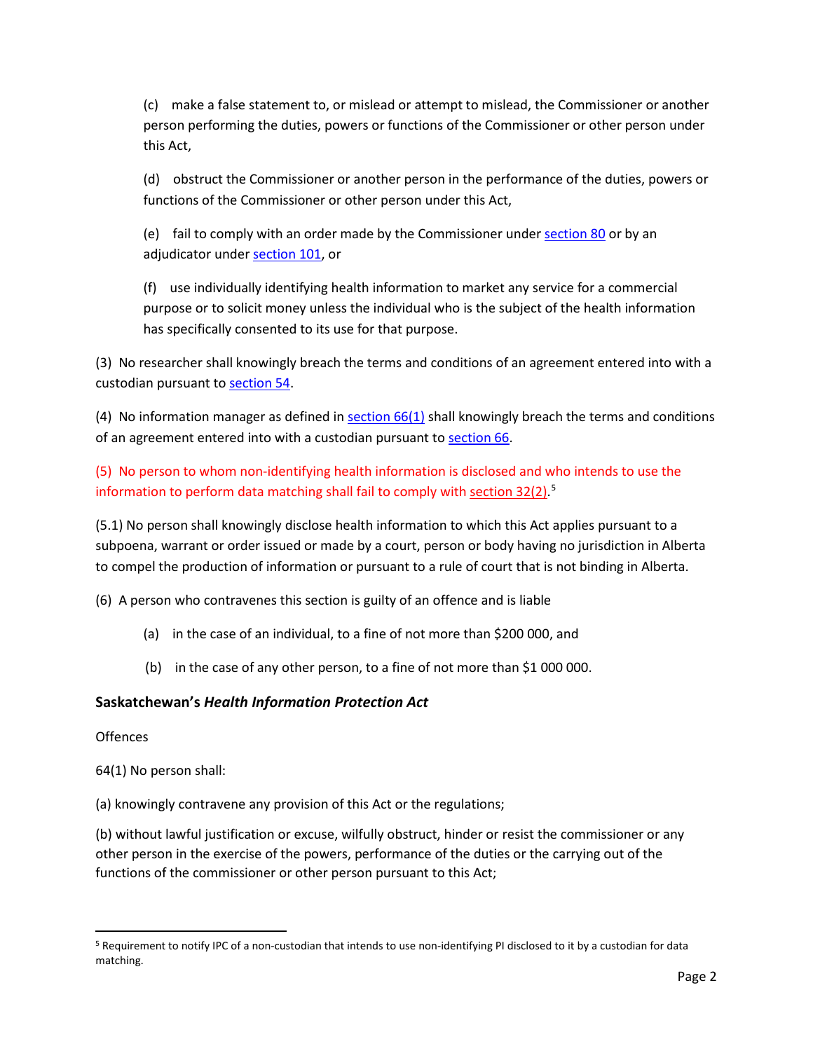(c) make a false statement to, or mislead or attempt to mislead, the Commissioner or another person performing the duties, powers or functions of the Commissioner or other person under this Act,

(d) obstruct the Commissioner or another person in the performance of the duties, powers or functions of the Commissioner or other person under this Act,

(e) fail to comply with an order made by the Commissioner under section 80 or by an adjudicator under section 101, or

(f) use individually identifying health information to market any service for a commercial purpose or to solicit money unless the individual who is the subject of the health information has specifically consented to its use for that purpose.

(3) No researcher shall knowingly breach the terms and conditions of an agreement entered into with a custodian pursuant to section 54.

(4) No information manager as defined in section 66(1) shall knowingly breach the terms and conditions of an agreement entered into with a custodian pursuant to section 66.

(5) No person to whom non-identifying health information is disclosed and who intends to use the information to perform data matching shall fail to comply with section 32(2).[5]

(5.1) No person shall knowingly disclose health information to which this Act applies pursuant to a subpoena, warrant or order issued or made by a court, person or body having no jurisdiction in Alberta to compel the production of information or pursuant to a rule of court that is not binding in Alberta.

(6) A person who contravenes this section is guilty of an offence and is liable

(a) in the case of an individual, to a fine of not more than $200 000, and

(b) in the case of any other person, to a fine of not more than $1 000 000.

**Saskatchewan's *Health Information Protection Act***

Offences

64(1) No person shall:

(a) knowingly contravene any provision of this Act or the regulations;

(b) without lawful justification or excuse, wilfully obstruct, hinder or resist the commissioner or any other person in the exercise of the powers, performance of the duties or the carrying out of the functions of the commissioner or other person pursuant to this Act;

---

[5] Requirement to notify IPC of a non-custodian that intends to use non-identifying PI disclosed to it by a custodian for data matching.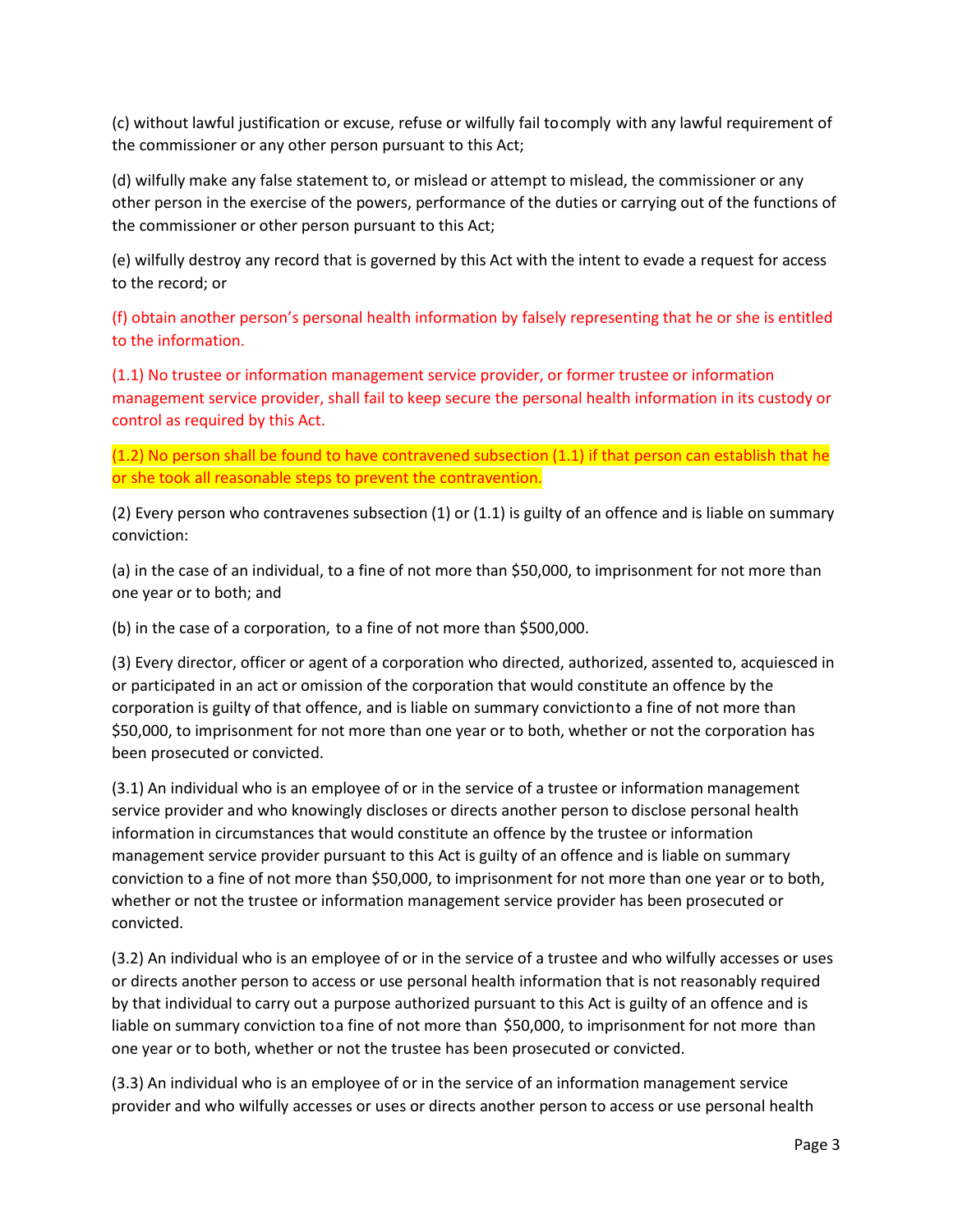(c) without lawful justification or excuse, refuse or wilfully fail to comply with any lawful requirement of the commissioner or any other person pursuant to this Act;

(d) wilfully make any false statement to, or mislead or attempt to mislead, the commissioner or any other person in the exercise of the powers, performance of the duties or carrying out of the functions of the commissioner or other person pursuant to this Act;

(e) wilfully destroy any record that is governed by this Act with the intent to evade a request for access to the record; or

(f) obtain another person's personal health information by falsely representing that he or she is entitled to the information.

(1.1) No trustee or information management service provider, or former trustee or information management service provider, shall fail to keep secure the personal health information in its custody or control as required by this Act.

(1.2) No person shall be found to have contravened subsection (1.1) if that person can establish that he or she took all reasonable steps to prevent the contravention.

(2) Every person who contravenes subsection (1) or (1.1) is guilty of an offence and is liable on summary conviction:

(a) in the case of an individual, to a fine of not more than $50,000, to imprisonment for not more than one year or to both; and

(b) in the case of a corporation, to a fine of not more than $500,000.

(3) Every director, officer or agent of a corporation who directed, authorized, assented to, acquiesced in or participated in an act or omission of the corporation that would constitute an offence by the corporation is guilty of that offence, and is liable on summary conviction to a fine of not more than $50,000, to imprisonment for not more than one year or to both, whether or not the corporation has been prosecuted or convicted.

(3.1) An individual who is an employee of or in the service of a trustee or information management service provider and who knowingly discloses or directs another person to disclose personal health information in circumstances that would constitute an offence by the trustee or information management service provider pursuant to this Act is guilty of an offence and is liable on summary conviction to a fine of not more than $50,000, to imprisonment for not more than one year or to both, whether or not the trustee or information management service provider has been prosecuted or convicted.

(3.2) An individual who is an employee of or in the service of a trustee and who wilfully accesses or uses or directs another person to access or use personal health information that is not reasonably required by that individual to carry out a purpose authorized pursuant to this Act is guilty of an offence and is liable on summary conviction to a fine of not more than $50,000, to imprisonment for not more than one year or to both, whether or not the trustee has been prosecuted or convicted.

(3.3) An individual who is an employee of or in the service of an information management service provider and who wilfully accesses or uses or directs another person to access or use personal health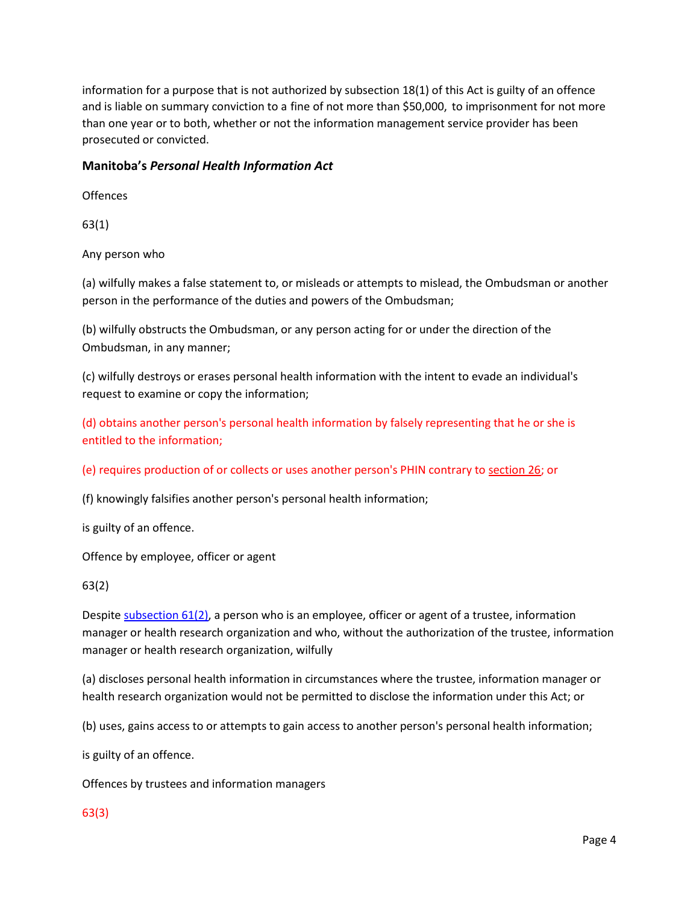information for a purpose that is not authorized by subsection 18(1) of this Act is guilty of an offence and is liable on summary conviction to a fine of not more than $50,000, to imprisonment for not more than one year or to both, whether or not the information management service provider has been prosecuted or convicted.

### Manitoba's *Personal Health Information Act*

Offences

63(1)

Any person who

(a) wilfully makes a false statement to, or misleads or attempts to mislead, the Ombudsman or another person in the performance of the duties and powers of the Ombudsman;

(b) wilfully obstructs the Ombudsman, or any person acting for or under the direction of the Ombudsman, in any manner;

(c) wilfully destroys or erases personal health information with the intent to evade an individual's request to examine or copy the information;

(d) obtains another person's personal health information by falsely representing that he or she is entitled to the information;

(e) requires production of or collects or uses another person's PHIN contrary to section 26; or

(f) knowingly falsifies another person's personal health information;

is guilty of an offence.

Offence by employee, officer or agent

63(2)

Despite subsection 61(2), a person who is an employee, officer or agent of a trustee, information manager or health research organization and who, without the authorization of the trustee, information manager or health research organization, wilfully

(a) discloses personal health information in circumstances where the trustee, information manager or health research organization would not be permitted to disclose the information under this Act; or

(b) uses, gains access to or attempts to gain access to another person's personal health information;

is guilty of an offence.

Offences by trustees and information managers

63(3)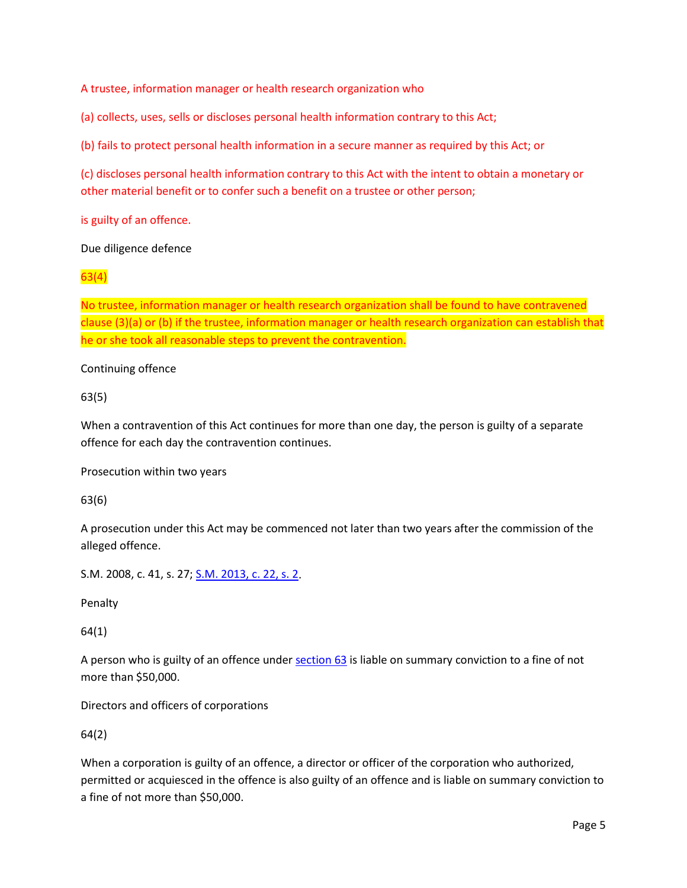A trustee, information manager or health research organization who

(a) collects, uses, sells or discloses personal health information contrary to this Act;

(b) fails to protect personal health information in a secure manner as required by this Act; or

(c) discloses personal health information contrary to this Act with the intent to obtain a monetary or other material benefit or to confer such a benefit on a trustee or other person;

is guilty of an offence.

Due diligence defence

63(4)

No trustee, information manager or health research organization shall be found to have contravened clause (3)(a) or (b) if the trustee, information manager or health research organization can establish that he or she took all reasonable steps to prevent the contravention.

Continuing offence

63(5)

When a contravention of this Act continues for more than one day, the person is guilty of a separate offence for each day the contravention continues.

Prosecution within two years

63(6)

A prosecution under this Act may be commenced not later than two years after the commission of the alleged offence.

S.M. 2008, c. 41, s. 27; S.M. 2013, c. 22, s. 2.

Penalty

64(1)

A person who is guilty of an offence under section 63 is liable on summary conviction to a fine of not more than $50,000.

Directors and officers of corporations

64(2)

When a corporation is guilty of an offence, a director or officer of the corporation who authorized, permitted or acquiesced in the offence is also guilty of an offence and is liable on summary conviction to a fine of not more than $50,000.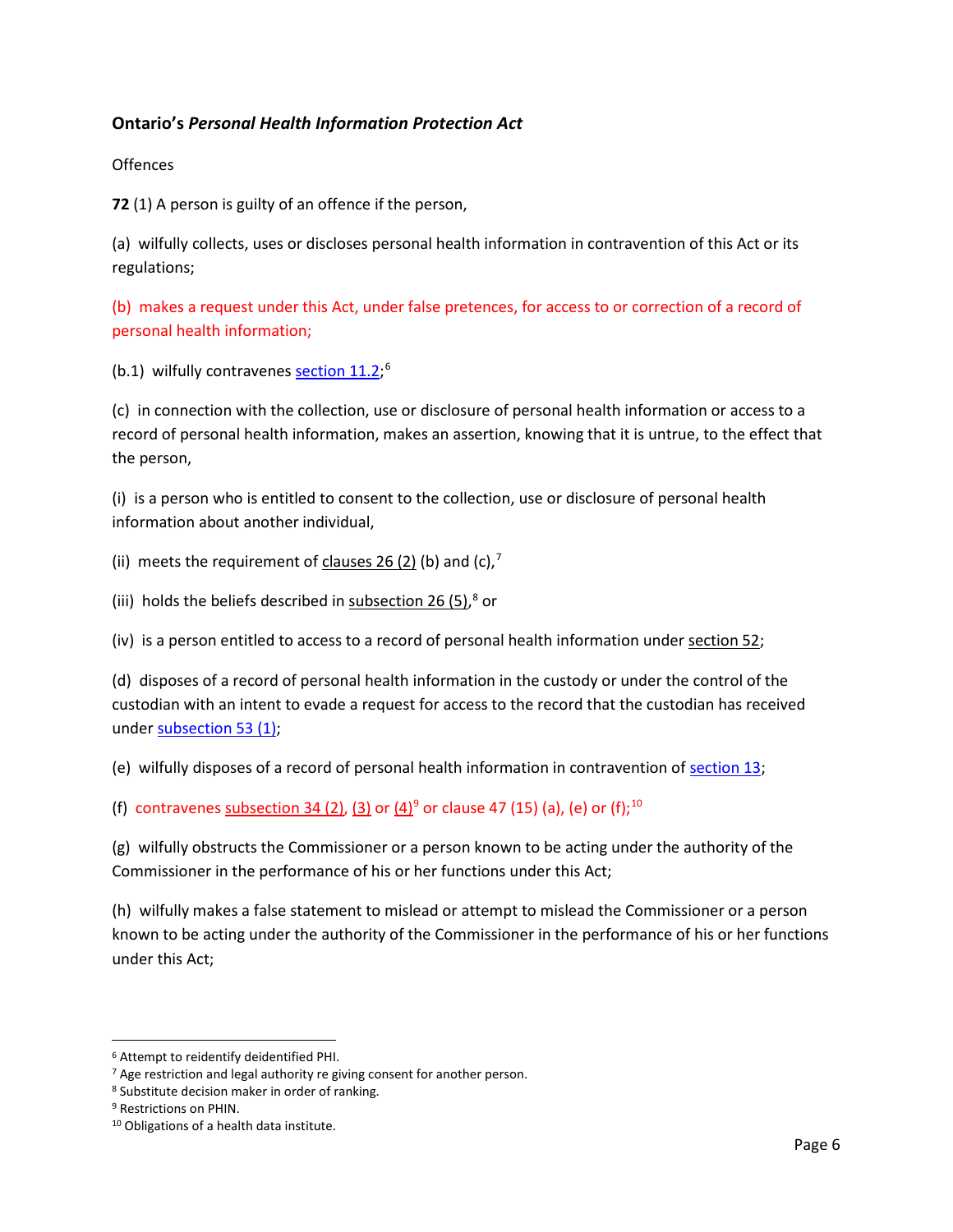### Ontario's *Personal Health Information Protection Act*

Offences

**72** (1) A person is guilty of an offence if the person,

(a) wilfully collects, uses or discloses personal health information in contravention of this Act or its regulations;

(b) makes a request under this Act, under false pretences, for access to or correction of a record of personal health information;

(b.1) wilfully contravenes section 11.2;[6]

(c) in connection with the collection, use or disclosure of personal health information or access to a record of personal health information, makes an assertion, knowing that it is untrue, to the effect that the person,

(i) is a person who is entitled to consent to the collection, use or disclosure of personal health information about another individual,

(ii) meets the requirement of clauses 26 (2) (b) and (c),[7]

(iii) holds the beliefs described in subsection 26 (5),[8] or

(iv) is a person entitled to access to a record of personal health information under section 52;

(d) disposes of a record of personal health information in the custody or under the control of the custodian with an intent to evade a request for access to the record that the custodian has received under subsection 53 (1);

(e) wilfully disposes of a record of personal health information in contravention of section 13;

(f) contravenes subsection 34 (2), (3) or (4)[9] or clause 47 (15) (a), (e) or (f);[10]

(g) wilfully obstructs the Commissioner or a person known to be acting under the authority of the Commissioner in the performance of his or her functions under this Act;

(h) wilfully makes a false statement to mislead or attempt to mislead the Commissioner or a person known to be acting under the authority of the Commissioner in the performance of his or her functions under this Act;

---

[6] Attempt to reidentify deidentified PHI.

[7] Age restriction and legal authority re giving consent for another person.

[8] Substitute decision maker in order of ranking.

[9] Restrictions on PHIN.

[10] Obligations of a health data institute.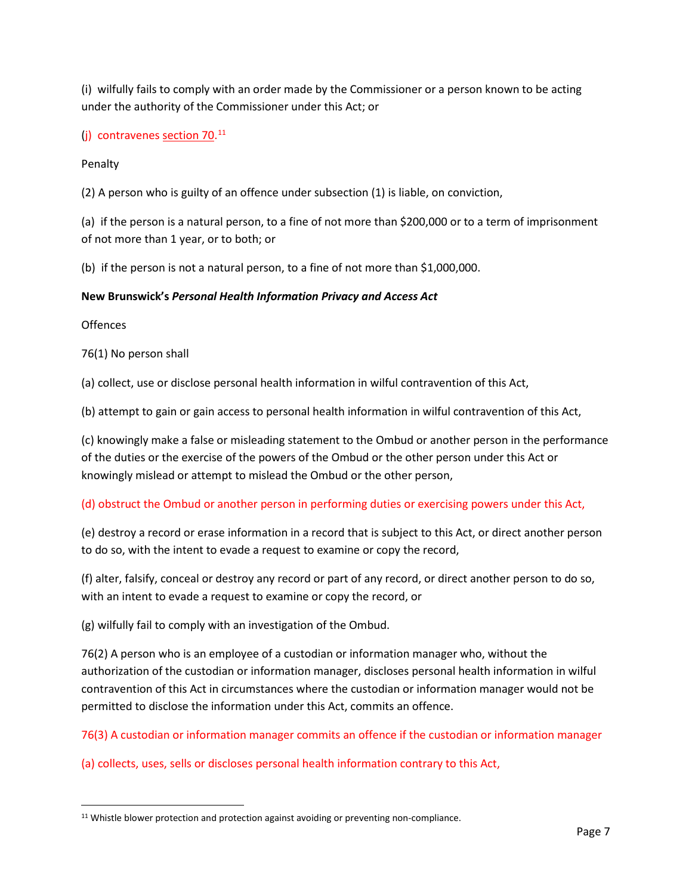(i) wilfully fails to comply with an order made by the Commissioner or a person known to be acting under the authority of the Commissioner under this Act; or

(j) contravenes section 70.[11]

Penalty

(2) A person who is guilty of an offence under subsection (1) is liable, on conviction,

(a) if the person is a natural person, to a fine of not more than $200,000 or to a term of imprisonment of not more than 1 year, or to both; or

(b) if the person is not a natural person, to a fine of not more than $1,000,000.

**New Brunswick's *Personal Health Information Privacy and Access Act***

Offences

76(1) No person shall

(a) collect, use or disclose personal health information in wilful contravention of this Act,

(b) attempt to gain or gain access to personal health information in wilful contravention of this Act,

(c) knowingly make a false or misleading statement to the Ombud or another person in the performance of the duties or the exercise of the powers of the Ombud or the other person under this Act or knowingly mislead or attempt to mislead the Ombud or the other person,

(d) obstruct the Ombud or another person in performing duties or exercising powers under this Act,

(e) destroy a record or erase information in a record that is subject to this Act, or direct another person to do so, with the intent to evade a request to examine or copy the record,

(f) alter, falsify, conceal or destroy any record or part of any record, or direct another person to do so, with an intent to evade a request to examine or copy the record, or

(g) wilfully fail to comply with an investigation of the Ombud.

76(2) A person who is an employee of a custodian or information manager who, without the authorization of the custodian or information manager, discloses personal health information in wilful contravention of this Act in circumstances where the custodian or information manager would not be permitted to disclose the information under this Act, commits an offence.

76(3) A custodian or information manager commits an offence if the custodian or information manager

(a) collects, uses, sells or discloses personal health information contrary to this Act,

[11] Whistle blower protection and protection against avoiding or preventing non-compliance.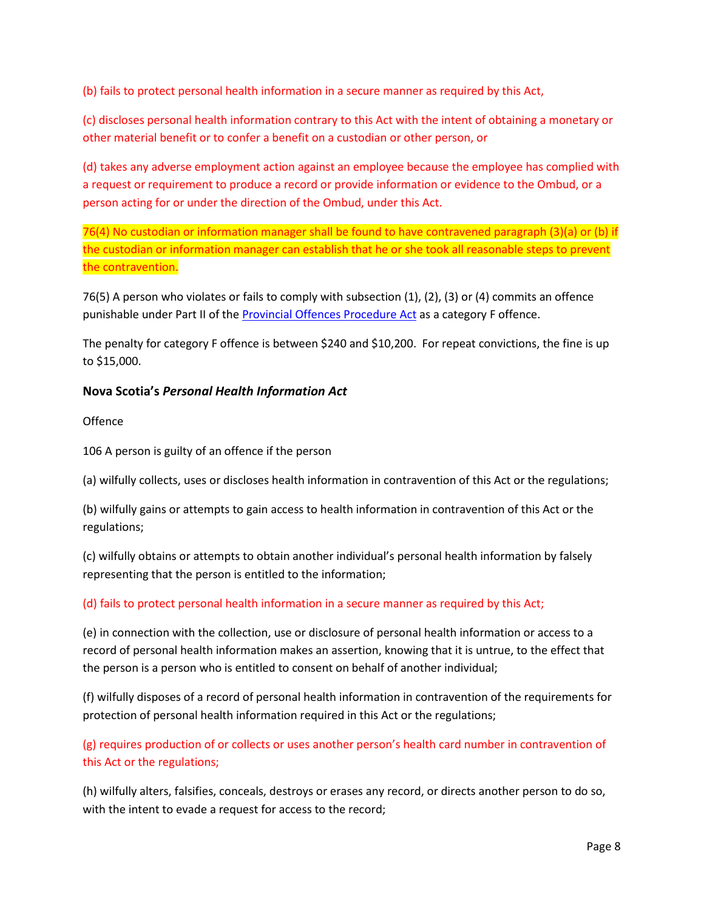(b) fails to protect personal health information in a secure manner as required by this Act,

(c) discloses personal health information contrary to this Act with the intent of obtaining a monetary or other material benefit or to confer a benefit on a custodian or other person, or

(d) takes any adverse employment action against an employee because the employee has complied with a request or requirement to produce a record or provide information or evidence to the Ombud, or a person acting for or under the direction of the Ombud, under this Act.

76(4) No custodian or information manager shall be found to have contravened paragraph (3)(a) or (b) if the custodian or information manager can establish that he or she took all reasonable steps to prevent the contravention.

76(5) A person who violates or fails to comply with subsection (1), (2), (3) or (4) commits an offence punishable under Part II of the Provincial Offences Procedure Act as a category F offence.

The penalty for category F offence is between $240 and $10,200. For repeat convictions, the fine is up to $15,000.

### Nova Scotia's *Personal Health Information Act*

Offence

106 A person is guilty of an offence if the person

(a) wilfully collects, uses or discloses health information in contravention of this Act or the regulations;

(b) wilfully gains or attempts to gain access to health information in contravention of this Act or the regulations;

(c) wilfully obtains or attempts to obtain another individual's personal health information by falsely representing that the person is entitled to the information;

(d) fails to protect personal health information in a secure manner as required by this Act;

(e) in connection with the collection, use or disclosure of personal health information or access to a record of personal health information makes an assertion, knowing that it is untrue, to the effect that the person is a person who is entitled to consent on behalf of another individual;

(f) wilfully disposes of a record of personal health information in contravention of the requirements for protection of personal health information required in this Act or the regulations;

(g) requires production of or collects or uses another person's health card number in contravention of this Act or the regulations;

(h) wilfully alters, falsifies, conceals, destroys or erases any record, or directs another person to do so, with the intent to evade a request for access to the record;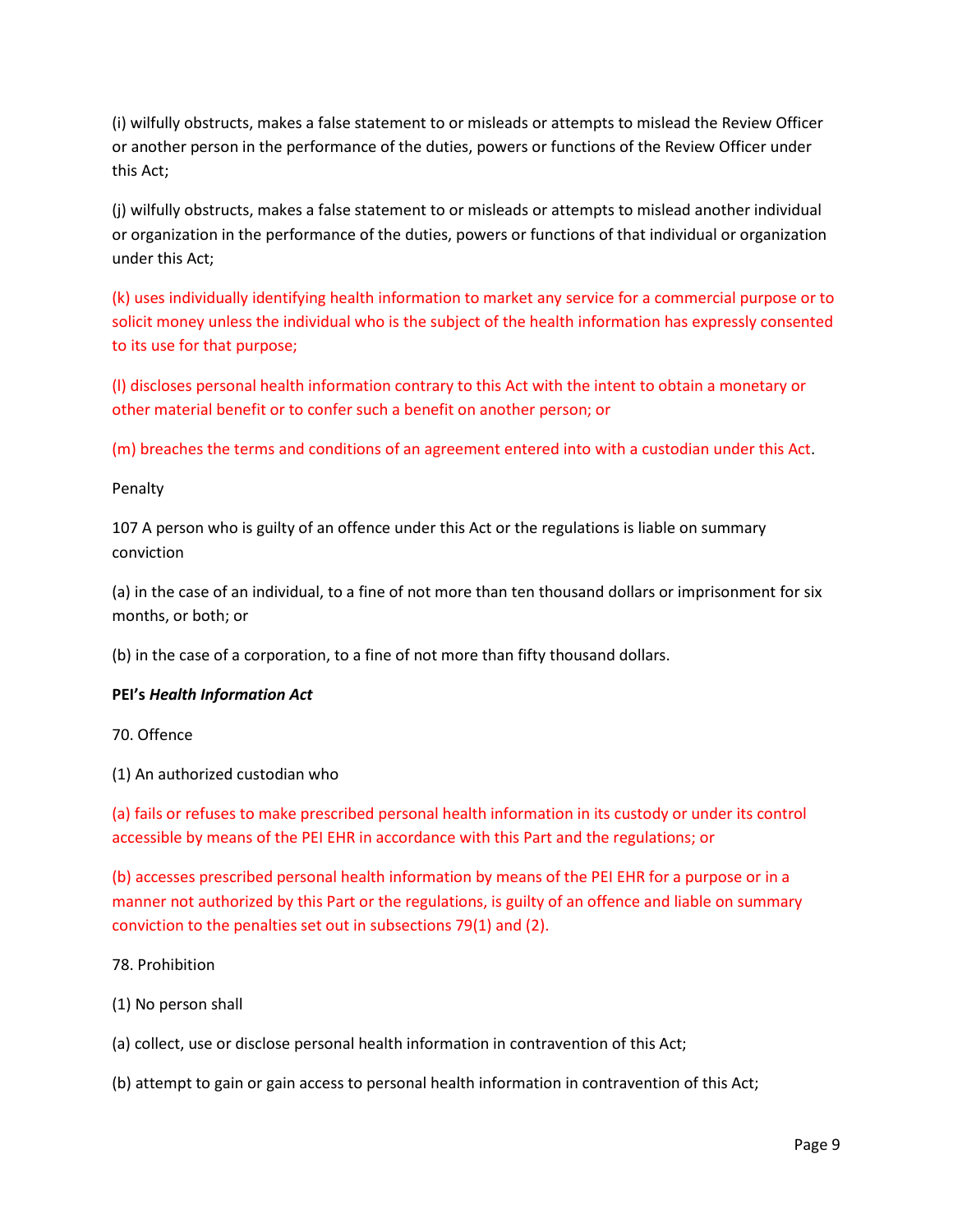(i) wilfully obstructs, makes a false statement to or misleads or attempts to mislead the Review Officer or another person in the performance of the duties, powers or functions of the Review Officer under this Act;

(j) wilfully obstructs, makes a false statement to or misleads or attempts to mislead another individual or organization in the performance of the duties, powers or functions of that individual or organization under this Act;

(k) uses individually identifying health information to market any service for a commercial purpose or to solicit money unless the individual who is the subject of the health information has expressly consented to its use for that purpose;

(l) discloses personal health information contrary to this Act with the intent to obtain a monetary or other material benefit or to confer such a benefit on another person; or

(m) breaches the terms and conditions of an agreement entered into with a custodian under this Act.

Penalty

107 A person who is guilty of an offence under this Act or the regulations is liable on summary conviction

(a) in the case of an individual, to a fine of not more than ten thousand dollars or imprisonment for six months, or both; or

(b) in the case of a corporation, to a fine of not more than fifty thousand dollars.

**PEI's *Health Information Act***

70. Offence

(1) An authorized custodian who

(a) fails or refuses to make prescribed personal health information in its custody or under its control accessible by means of the PEI EHR in accordance with this Part and the regulations; or

(b) accesses prescribed personal health information by means of the PEI EHR for a purpose or in a manner not authorized by this Part or the regulations, is guilty of an offence and liable on summary conviction to the penalties set out in subsections 79(1) and (2).

78. Prohibition

(1) No person shall

(a) collect, use or disclose personal health information in contravention of this Act;

(b) attempt to gain or gain access to personal health information in contravention of this Act;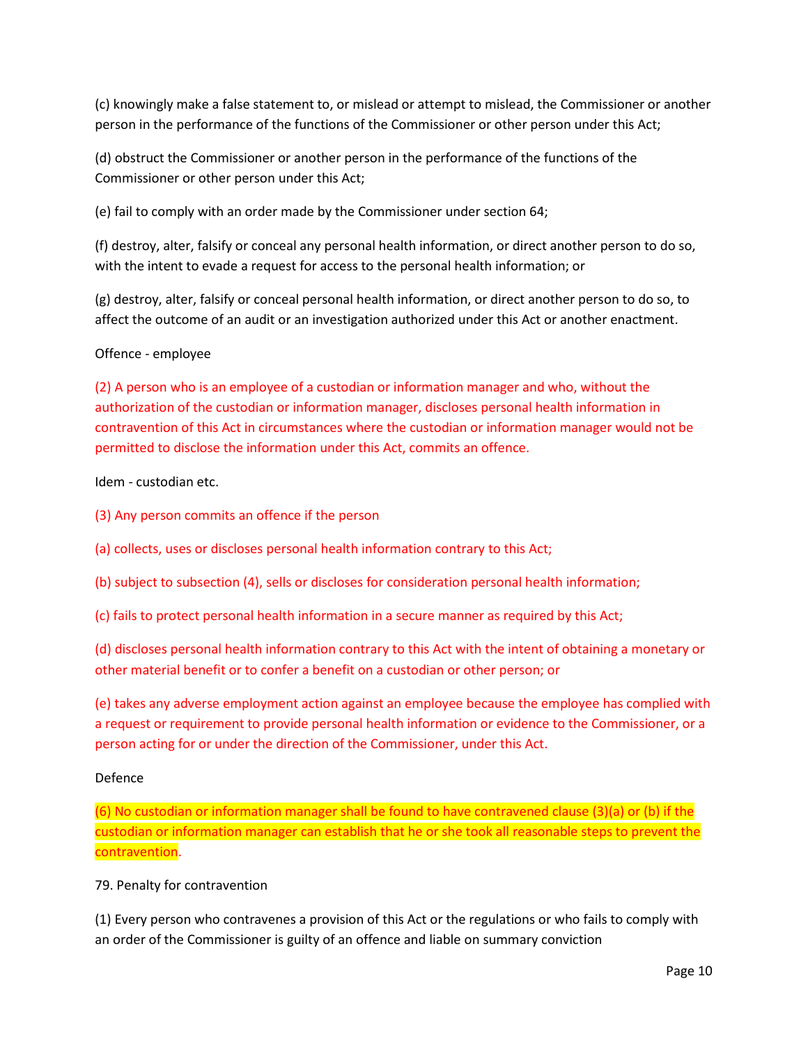(c) knowingly make a false statement to, or mislead or attempt to mislead, the Commissioner or another person in the performance of the functions of the Commissioner or other person under this Act;

(d) obstruct the Commissioner or another person in the performance of the functions of the Commissioner or other person under this Act;

(e) fail to comply with an order made by the Commissioner under section 64;

(f) destroy, alter, falsify or conceal any personal health information, or direct another person to do so, with the intent to evade a request for access to the personal health information; or

(g) destroy, alter, falsify or conceal personal health information, or direct another person to do so, to affect the outcome of an audit or an investigation authorized under this Act or another enactment.

Offence - employee

(2) A person who is an employee of a custodian or information manager and who, without the authorization of the custodian or information manager, discloses personal health information in contravention of this Act in circumstances where the custodian or information manager would not be permitted to disclose the information under this Act, commits an offence.

Idem - custodian etc.

(3) Any person commits an offence if the person

(a) collects, uses or discloses personal health information contrary to this Act;

(b) subject to subsection (4), sells or discloses for consideration personal health information;

(c) fails to protect personal health information in a secure manner as required by this Act;

(d) discloses personal health information contrary to this Act with the intent of obtaining a monetary or other material benefit or to confer a benefit on a custodian or other person; or

(e) takes any adverse employment action against an employee because the employee has complied with a request or requirement to provide personal health information or evidence to the Commissioner, or a person acting for or under the direction of the Commissioner, under this Act.

Defence

(6) No custodian or information manager shall be found to have contravened clause (3)(a) or (b) if the custodian or information manager can establish that he or she took all reasonable steps to prevent the contravention.

79. Penalty for contravention

(1) Every person who contravenes a provision of this Act or the regulations or who fails to comply with an order of the Commissioner is guilty of an offence and liable on summary conviction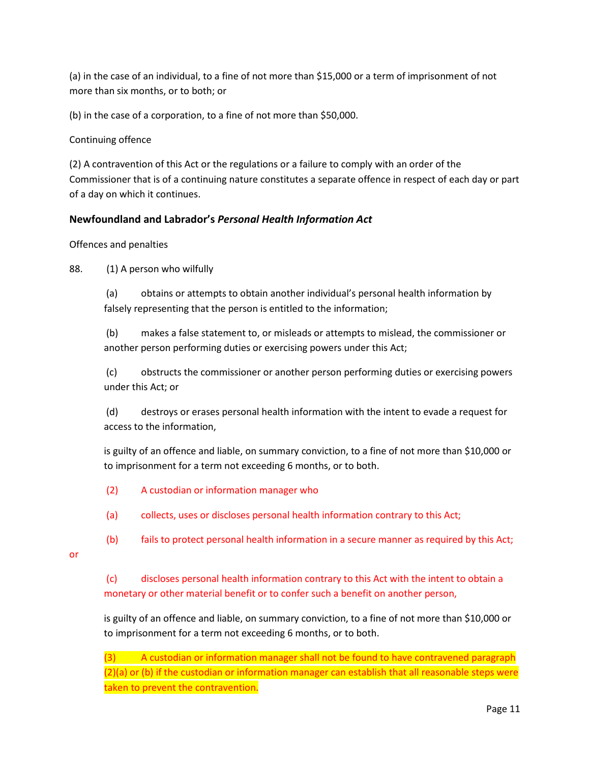(a) in the case of an individual, to a fine of not more than $15,000 or a term of imprisonment of not more than six months, or to both; or

(b) in the case of a corporation, to a fine of not more than $50,000.

Continuing offence

(2) A contravention of this Act or the regulations or a failure to comply with an order of the Commissioner that is of a continuing nature constitutes a separate offence in respect of each day or part of a day on which it continues.

### Newfoundland and Labrador's *Personal Health Information Act*

Offences and penalties

88. (1) A person who wilfully

(a) obtains or attempts to obtain another individual's personal health information by falsely representing that the person is entitled to the information;

(b) makes a false statement to, or misleads or attempts to mislead, the commissioner or another person performing duties or exercising powers under this Act;

(c) obstructs the commissioner or another person performing duties or exercising powers under this Act; or

(d) destroys or erases personal health information with the intent to evade a request for access to the information,

is guilty of an offence and liable, on summary conviction, to a fine of not more than $10,000 or to imprisonment for a term not exceeding 6 months, or to both.

(2) A custodian or information manager who

(a) collects, uses or discloses personal health information contrary to this Act;

(b) fails to protect personal health information in a secure manner as required by this Act; or

(c) discloses personal health information contrary to this Act with the intent to obtain a monetary or other material benefit or to confer such a benefit on another person,

is guilty of an offence and liable, on summary conviction, to a fine of not more than $10,000 or to imprisonment for a term not exceeding 6 months, or to both.

(3) A custodian or information manager shall not be found to have contravened paragraph (2)(a) or (b) if the custodian or information manager can establish that all reasonable steps were taken to prevent the contravention.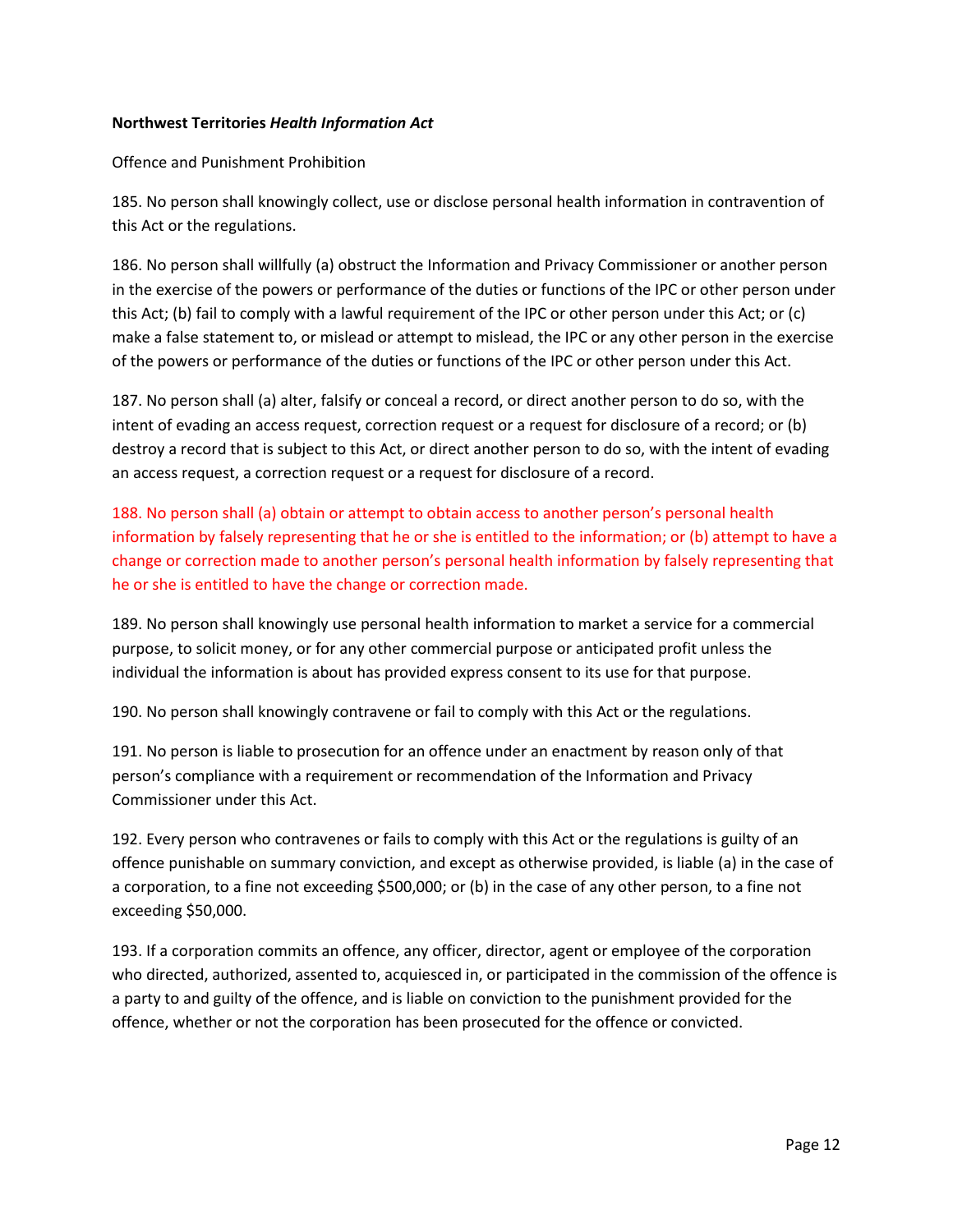**Northwest Territories *Health Information Act***

Offence and Punishment Prohibition

185. No person shall knowingly collect, use or disclose personal health information in contravention of this Act or the regulations.

186. No person shall willfully (a) obstruct the Information and Privacy Commissioner or another person in the exercise of the powers or performance of the duties or functions of the IPC or other person under this Act; (b) fail to comply with a lawful requirement of the IPC or other person under this Act; or (c) make a false statement to, or mislead or attempt to mislead, the IPC or any other person in the exercise of the powers or performance of the duties or functions of the IPC or other person under this Act.

187. No person shall (a) alter, falsify or conceal a record, or direct another person to do so, with the intent of evading an access request, correction request or a request for disclosure of a record; or (b) destroy a record that is subject to this Act, or direct another person to do so, with the intent of evading an access request, a correction request or a request for disclosure of a record.

188. No person shall (a) obtain or attempt to obtain access to another person's personal health information by falsely representing that he or she is entitled to the information; or (b) attempt to have a change or correction made to another person's personal health information by falsely representing that he or she is entitled to have the change or correction made.

189. No person shall knowingly use personal health information to market a service for a commercial purpose, to solicit money, or for any other commercial purpose or anticipated profit unless the individual the information is about has provided express consent to its use for that purpose.

190. No person shall knowingly contravene or fail to comply with this Act or the regulations.

191. No person is liable to prosecution for an offence under an enactment by reason only of that person's compliance with a requirement or recommendation of the Information and Privacy Commissioner under this Act.

192. Every person who contravenes or fails to comply with this Act or the regulations is guilty of an offence punishable on summary conviction, and except as otherwise provided, is liable (a) in the case of a corporation, to a fine not exceeding $500,000; or (b) in the case of any other person, to a fine not exceeding $50,000.

193. If a corporation commits an offence, any officer, director, agent or employee of the corporation who directed, authorized, assented to, acquiesced in, or participated in the commission of the offence is a party to and guilty of the offence, and is liable on conviction to the punishment provided for the offence, whether or not the corporation has been prosecuted for the offence or convicted.